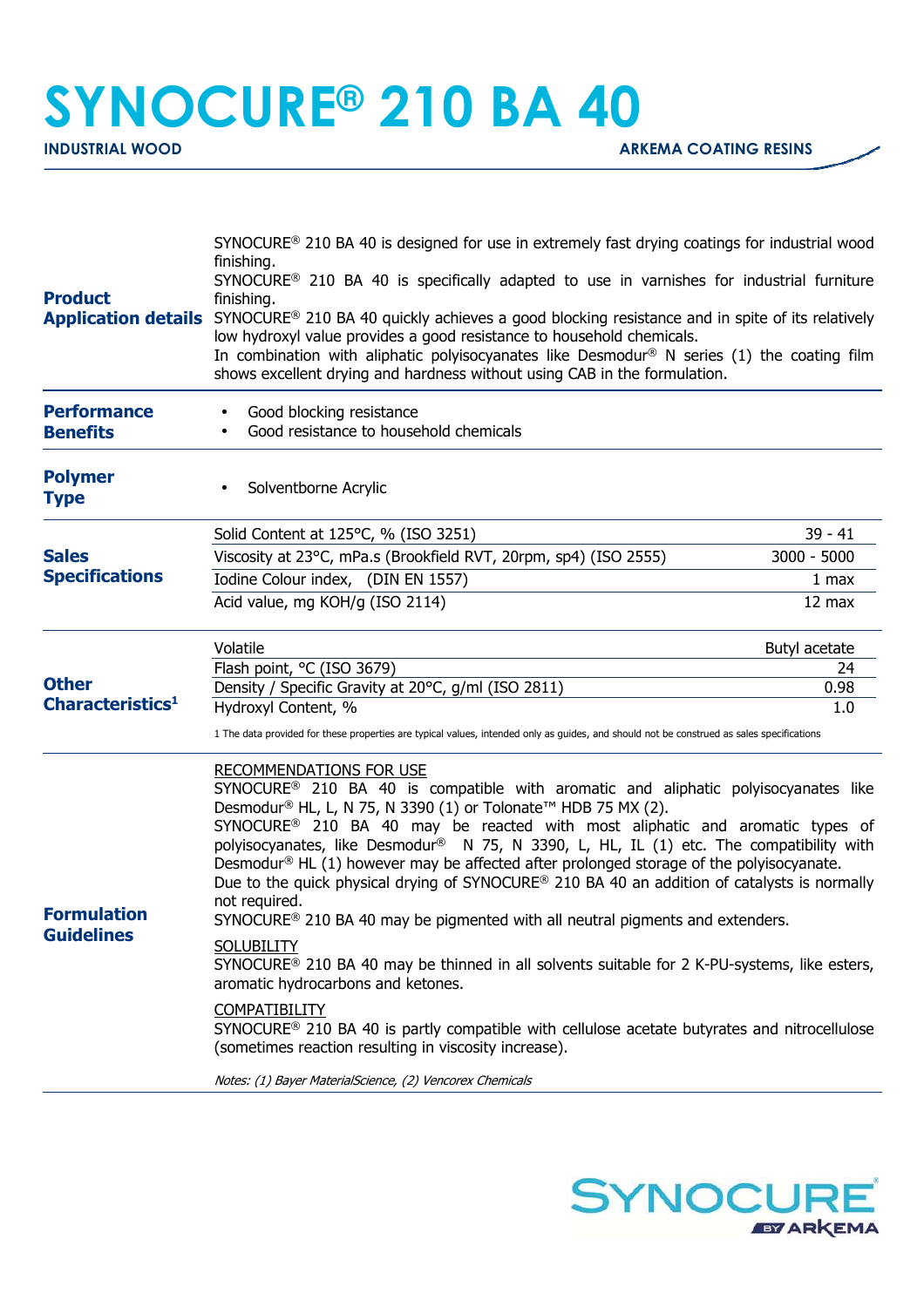# SYNOCURE® 210 BA 40

**INDUSTRIAL WOOD** **ARKEMA COATING RESINS**

## Product Application details

SYNOCURE® 210 BA 40 is designed for use in extremely fast drying coatings for industrial wood finishing.
SYNOCURE® 210 BA 40 is specifically adapted to use in varnishes for industrial furniture finishing.
SYNOCURE® 210 BA 40 quickly achieves a good blocking resistance and in spite of its relatively low hydroxyl value provides a good resistance to household chemicals.
In combination with aliphatic polyisocyanates like Desmodur® N series (1) the coating film shows excellent drying and hardness without using CAB in the formulation.

## Performance Benefits

- Good blocking resistance
- Good resistance to household chemicals

## Polymer Type

- Solventborne Acrylic

## Sales Specifications

| Property | Value |
|---|---|
| Solid Content at 125°C, % (ISO 3251) | 39 - 41 |
| Viscosity at 23°C, mPa.s (Brookfield RVT, 20rpm, sp4) (ISO 2555) | 3000 - 5000 |
| Iodine Colour index, (DIN EN 1557) | 1 max |
| Acid value, mg KOH/g (ISO 2114) | 12 max |

## Other Characteristics[1]

| Property | Value |
|---|---|
| Volatile | Butyl acetate |
| Flash point, °C (ISO 3679) | 24 |
| Density / Specific Gravity at 20°C, g/ml (ISO 2811) | 0.98 |
| Hydroxyl Content, % | 1.0 |

1 The data provided for these properties are typical values, intended only as guides, and should not be construed as sales specifications

## Formulation Guidelines

RECOMMENDATIONS FOR USE

SYNOCURE® 210 BA 40 is compatible with aromatic and aliphatic polyisocyanates like Desmodur® HL, L, N 75, N 3390 (1) or Tolonate™ HDB 75 MX (2).
SYNOCURE® 210 BA 40 may be reacted with most aliphatic and aromatic types of polyisocyanates, like Desmodur® N 75, N 3390, L, HL, IL (1) etc. The compatibility with Desmodur® HL (1) however may be affected after prolonged storage of the polyisocyanate.
Due to the quick physical drying of SYNOCURE® 210 BA 40 an addition of catalysts is normally not required.
SYNOCURE® 210 BA 40 may be pigmented with all neutral pigments and extenders.

SOLUBILITY

SYNOCURE® 210 BA 40 may be thinned in all solvents suitable for 2 K-PU-systems, like esters, aromatic hydrocarbons and ketones.

COMPATIBILITY

SYNOCURE® 210 BA 40 is partly compatible with cellulose acetate butyrates and nitrocellulose (sometimes reaction resulting in viscosity increase).

*Notes: (1) Bayer MaterialScience, (2) Vencorex Chemicals*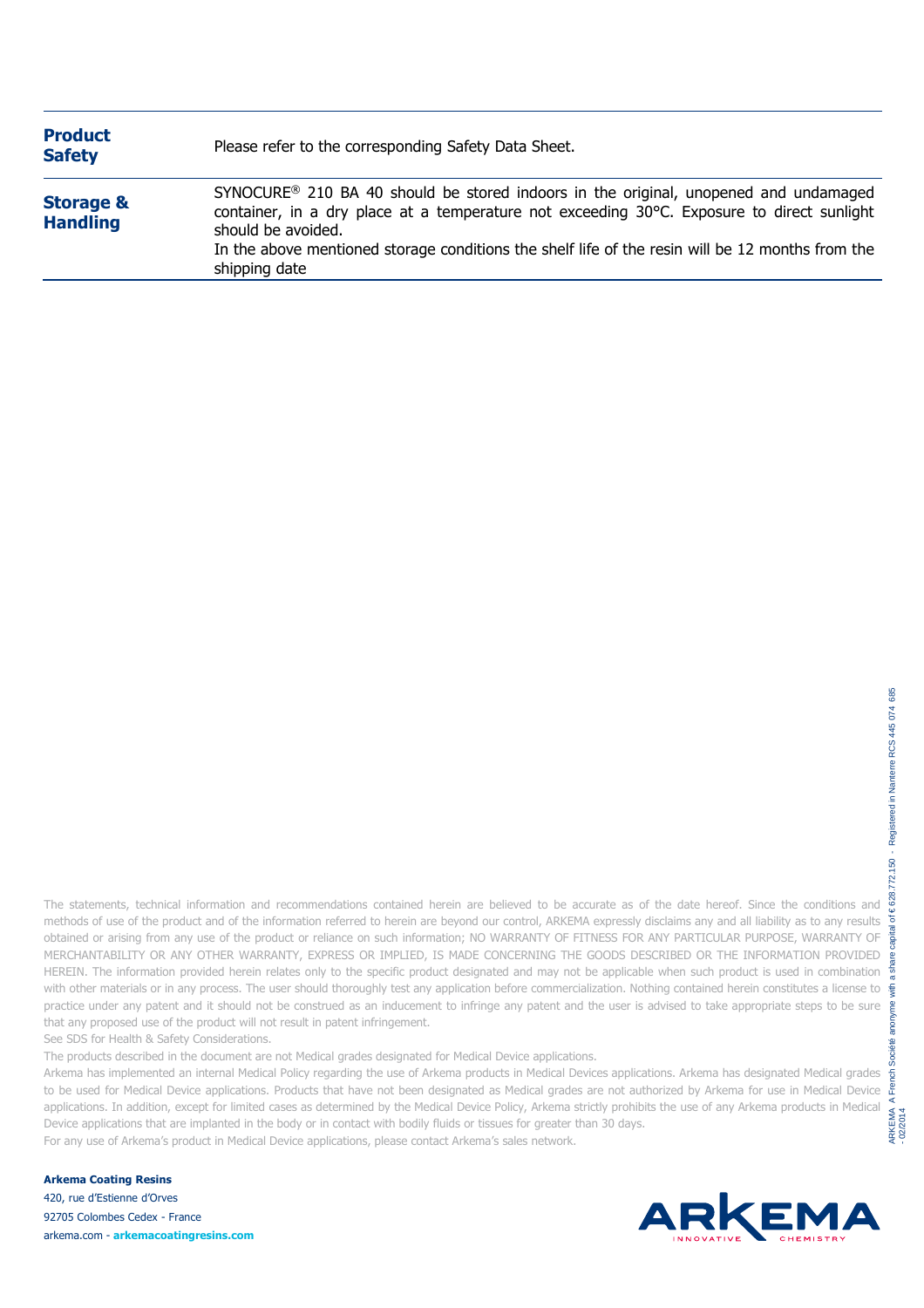| | |
|---|---|
| **Product Safety** | Please refer to the corresponding Safety Data Sheet. |
| **Storage & Handling** | SYNOCURE® 210 BA 40 should be stored indoors in the original, unopened and undamaged container, in a dry place at a temperature not exceeding 30°C. Exposure to direct sunlight should be avoided.<br>In the above mentioned storage conditions the shelf life of the resin will be 12 months from the shipping date |

The statements, technical information and recommendations contained herein are believed to be accurate as of the date hereof. Since the conditions and methods of use of the product and of the information referred to herein are beyond our control, ARKEMA expressly disclaims any and all liability as to any results obtained or arising from any use of the product or reliance on such information; NO WARRANTY OF FITNESS FOR ANY PARTICULAR PURPOSE, WARRANTY OF MERCHANTABILITY OR ANY OTHER WARRANTY, EXPRESS OR IMPLIED, IS MADE CONCERNING THE GOODS DESCRIBED OR THE INFORMATION PROVIDED HEREIN. The information provided herein relates only to the specific product designated and may not be applicable when such product is used in combination with other materials or in any process. The user should thoroughly test any application before commercialization. Nothing contained herein constitutes a license to practice under any patent and it should not be construed as an inducement to infringe any patent and the user is advised to take appropriate steps to be sure that any proposed use of the product will not result in patent infringement.
See SDS for Health & Safety Considerations.

The products described in the document are not Medical grades designated for Medical Device applications.

Arkema has implemented an internal Medical Policy regarding the use of Arkema products in Medical Devices applications. Arkema has designated Medical grades to be used for Medical Device applications. Products that have not been designated as Medical grades are not authorized by Arkema for use in Medical Device applications. In addition, except for limited cases as determined by the Medical Device Policy, Arkema strictly prohibits the use of any Arkema products in Medical Device applications that are implanted in the body or in contact with bodily fluids or tissues for greater than 30 days.
For any use of Arkema's product in Medical Device applications, please contact Arkema's sales network.

ARKEMA A French Société anonyme with a share capital of € 628.772.150 - Registered in Nanterre RCS 445 074 685 - 02/2014

**Arkema Coating Resins**
420, rue d'Estienne d'Orves
92705 Colombes Cedex - France
arkema.com - **arkemacoatingresins.com**

ARKEMA INNOVATIVE CHEMISTRY